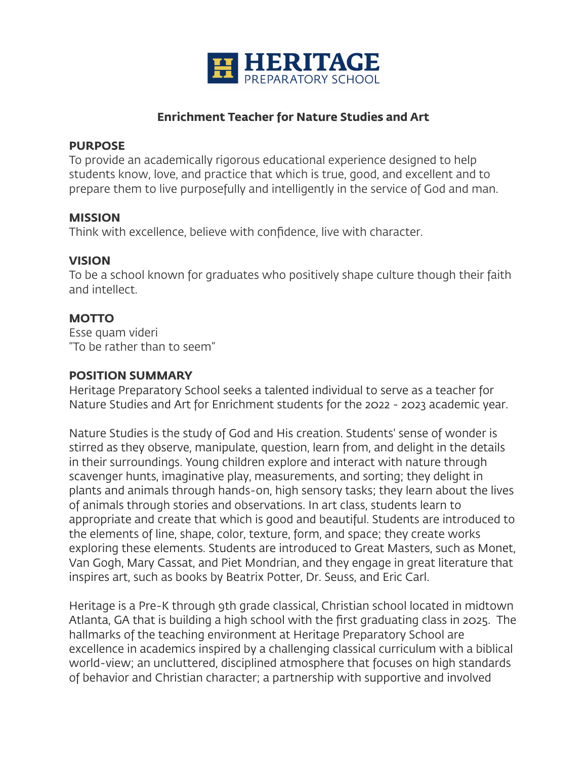# HERITAGE PREPARATORY SCHOOL

## Enrichment Teacher for Nature Studies and Art

### PURPOSE

To provide an academically rigorous educational experience designed to help students know, love, and practice that which is true, good, and excellent and to prepare them to live purposefully and intelligently in the service of God and man.

### MISSION

Think with excellence, believe with confidence, live with character.

### VISION

To be a school known for graduates who positively shape culture though their faith and intellect.

### MOTTO

Esse quam videri
"To be rather than to seem"

### POSITION SUMMARY

Heritage Preparatory School seeks a talented individual to serve as a teacher for Nature Studies and Art for Enrichment students for the 2022 - 2023 academic year.

Nature Studies is the study of God and His creation. Students' sense of wonder is stirred as they observe, manipulate, question, learn from, and delight in the details in their surroundings. Young children explore and interact with nature through scavenger hunts, imaginative play, measurements, and sorting; they delight in plants and animals through hands-on, high sensory tasks; they learn about the lives of animals through stories and observations. In art class, students learn to appropriate and create that which is good and beautiful. Students are introduced to the elements of line, shape, color, texture, form, and space; they create works exploring these elements. Students are introduced to Great Masters, such as Monet, Van Gogh, Mary Cassat, and Piet Mondrian, and they engage in great literature that inspires art, such as books by Beatrix Potter, Dr. Seuss, and Eric Carl.

Heritage is a Pre-K through 9th grade classical, Christian school located in midtown Atlanta, GA that is building a high school with the first graduating class in 2025. The hallmarks of the teaching environment at Heritage Preparatory School are excellence in academics inspired by a challenging classical curriculum with a biblical world-view; an uncluttered, disciplined atmosphere that focuses on high standards of behavior and Christian character; a partnership with supportive and involved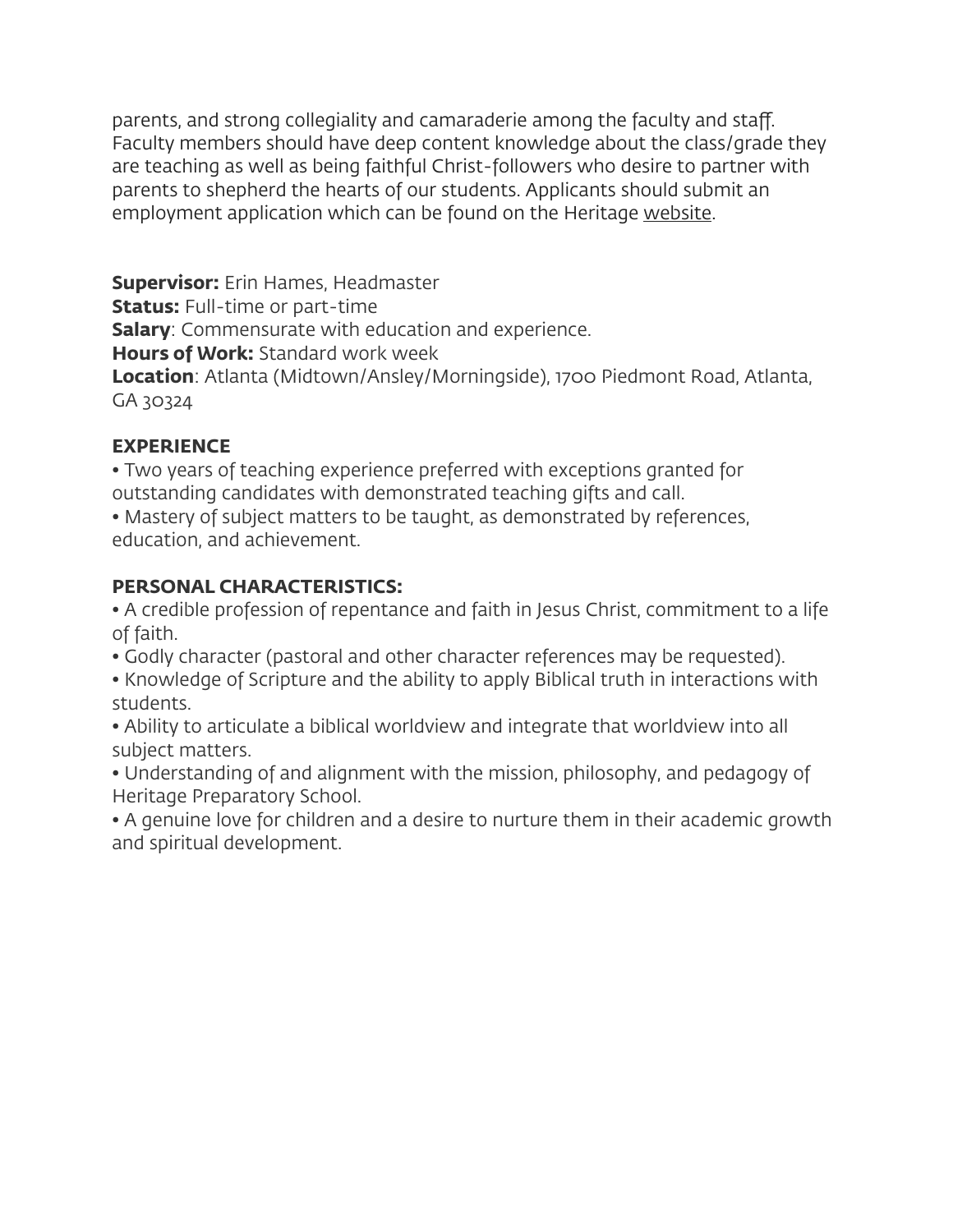parents, and strong collegiality and camaraderie among the faculty and staff. Faculty members should have deep content knowledge about the class/grade they are teaching as well as being faithful Christ-followers who desire to partner with parents to shepherd the hearts of our students. Applicants should submit an employment application which can be found on the Heritage website.

**Supervisor:** Erin Hames, Headmaster
**Status:** Full-time or part-time
**Salary**: Commensurate with education and experience.
**Hours of Work:** Standard work week
**Location**: Atlanta (Midtown/Ansley/Morningside), 1700 Piedmont Road, Atlanta, GA 30324

**EXPERIENCE**

- Two years of teaching experience preferred with exceptions granted for outstanding candidates with demonstrated teaching gifts and call.
- Mastery of subject matters to be taught, as demonstrated by references, education, and achievement.

**PERSONAL CHARACTERISTICS:**

- A credible profession of repentance and faith in Jesus Christ, commitment to a life of faith.
- Godly character (pastoral and other character references may be requested).
- Knowledge of Scripture and the ability to apply Biblical truth in interactions with students.
- Ability to articulate a biblical worldview and integrate that worldview into all subject matters.
- Understanding of and alignment with the mission, philosophy, and pedagogy of Heritage Preparatory School.
- A genuine love for children and a desire to nurture them in their academic growth and spiritual development.